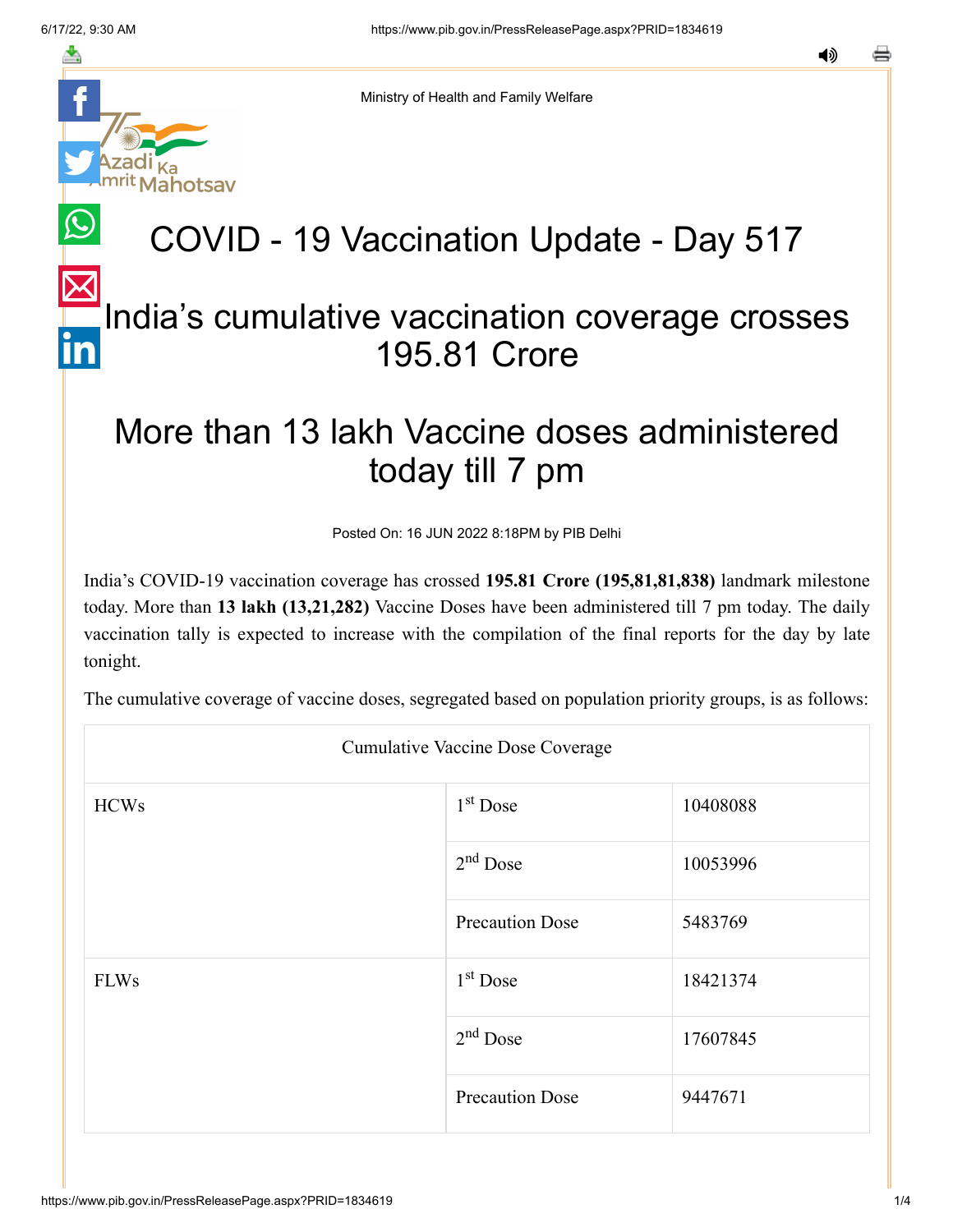Ministry of Health and Family Welfare

# COVID - 19 Vaccination Update - Day 517

## India's cumulative vaccination coverage crosses 195.81 Crore

## More than 13 lakh Vaccine doses administered today till 7 pm

Posted On: 16 JUN 2022 8:18PM by PIB Delhi

India's COVID-19 vaccination coverage has crossed **195.81 Crore (195,81,81,838)** landmark milestone today. More than **13 lakh (13,21,282)** Vaccine Doses have been administered till 7 pm today. The daily vaccination tally is expected to increase with the compilation of the final reports for the day by late tonight.

The cumulative coverage of vaccine doses, segregated based on population priority groups, is as follows:

| Cumulative Vaccine Dose Coverage | | |
|---|---|---|
| HCWs | 1st Dose | 10408088 |
| | 2nd Dose | 10053996 |
| | Precaution Dose | 5483769 |
| FLWs | 1st Dose | 18421374 |
| | 2nd Dose | 17607845 |
| | Precaution Dose | 9447671 |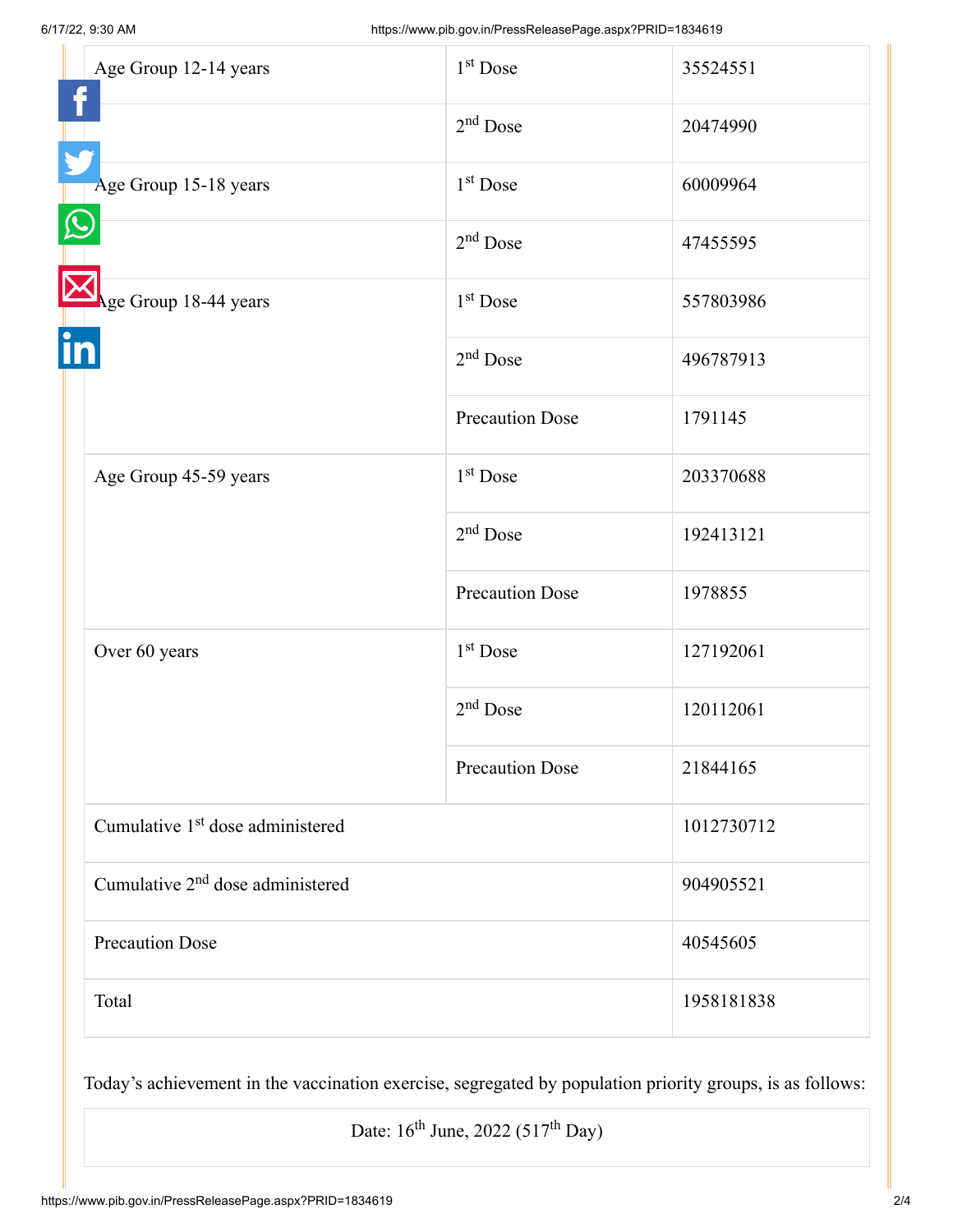| Age Group 12-14 years | 1st Dose | 35524551 |
|---|---|---|
| | 2nd Dose | 20474990 |
| Age Group 15-18 years | 1st Dose | 60009964 |
| | 2nd Dose | 47455595 |
| Age Group 18-44 years | 1st Dose | 557803986 |
| | 2nd Dose | 496787913 |
| | Precaution Dose | 1791145 |
| Age Group 45-59 years | 1st Dose | 203370688 |
| | 2nd Dose | 192413121 |
| | Precaution Dose | 1978855 |
| Over 60 years | 1st Dose | 127192061 |
| | 2nd Dose | 120112061 |
| | Precaution Dose | 21844165 |
| Cumulative 1st dose administered | | 1012730712 |
| Cumulative 2nd dose administered | | 904905521 |
| Precaution Dose | | 40545605 |
| Total | | 1958181838 |

Today's achievement in the vaccination exercise, segregated by population priority groups, is as follows:

| Date: 16th June, 2022 (517th Day) |
|---|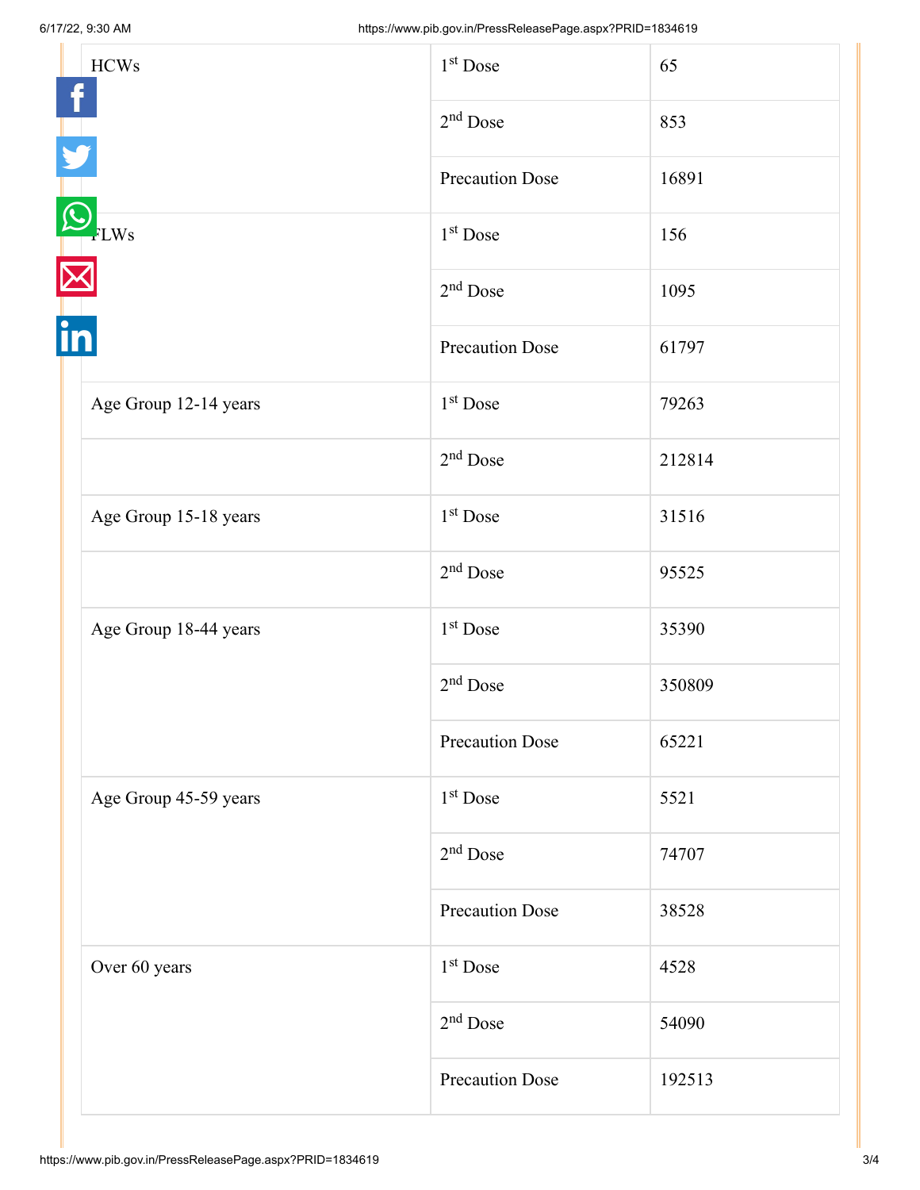| | | |
|---|---|---|
| HCWs | 1st Dose | 65 |
| | 2nd Dose | 853 |
| | Precaution Dose | 16891 |
| FLWs | 1st Dose | 156 |
| | 2nd Dose | 1095 |
| | Precaution Dose | 61797 |
| Age Group 12-14 years | 1st Dose | 79263 |
| | 2nd Dose | 212814 |
| Age Group 15-18 years | 1st Dose | 31516 |
| | 2nd Dose | 95525 |
| Age Group 18-44 years | 1st Dose | 35390 |
| | 2nd Dose | 350809 |
| | Precaution Dose | 65221 |
| Age Group 45-59 years | 1st Dose | 5521 |
| | 2nd Dose | 74707 |
| | Precaution Dose | 38528 |
| Over 60 years | 1st Dose | 4528 |
| | 2nd Dose | 54090 |
| | Precaution Dose | 192513 |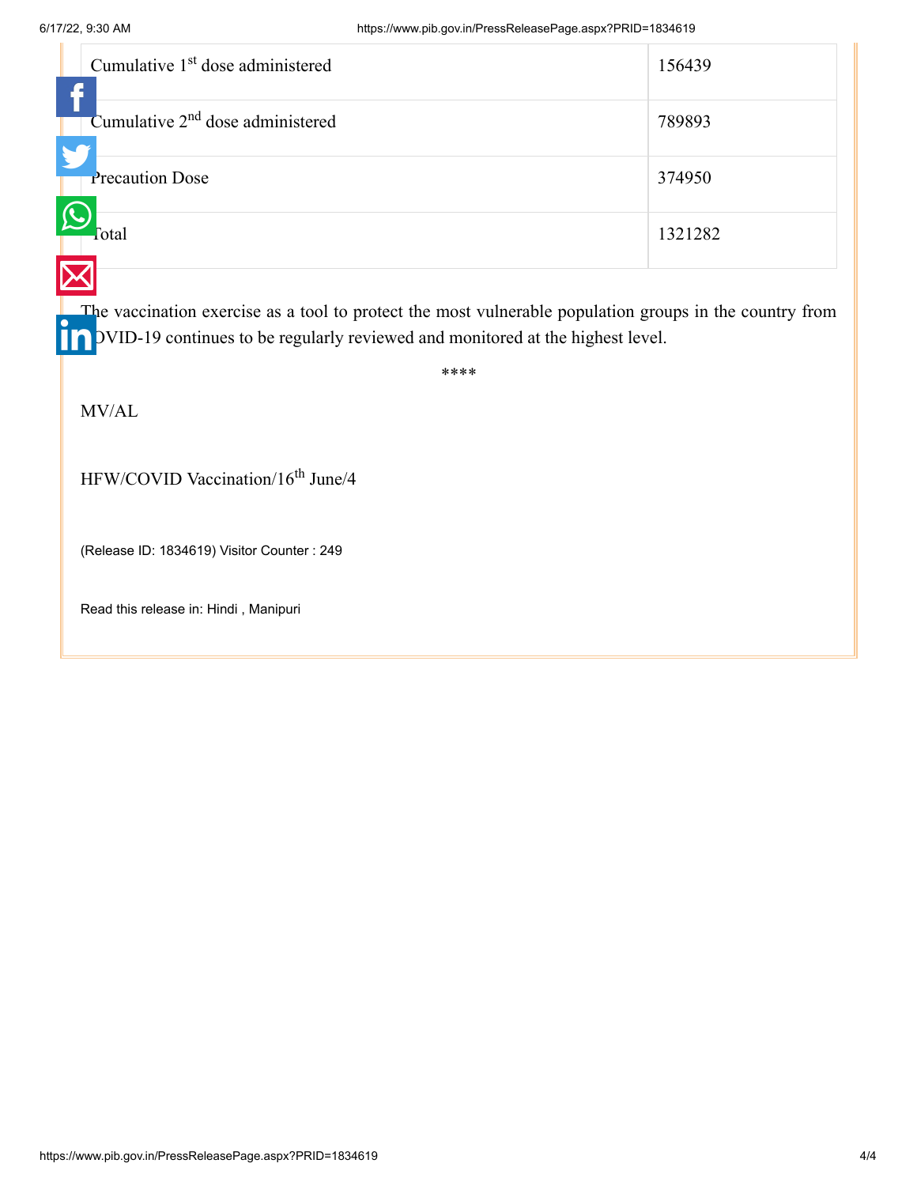| | |
|---|---|
| Cumulative 1st dose administered | 156439 |
| Cumulative 2nd dose administered | 789893 |
| Precaution Dose | 374950 |
| Total | 1321282 |

The vaccination exercise as a tool to protect the most vulnerable population groups in the country from COVID-19 continues to be regularly reviewed and monitored at the highest level.

****

MV/AL

HFW/COVID Vaccination/16th June/4

(Release ID: 1834619) Visitor Counter : 249

Read this release in: Hindi , Manipuri